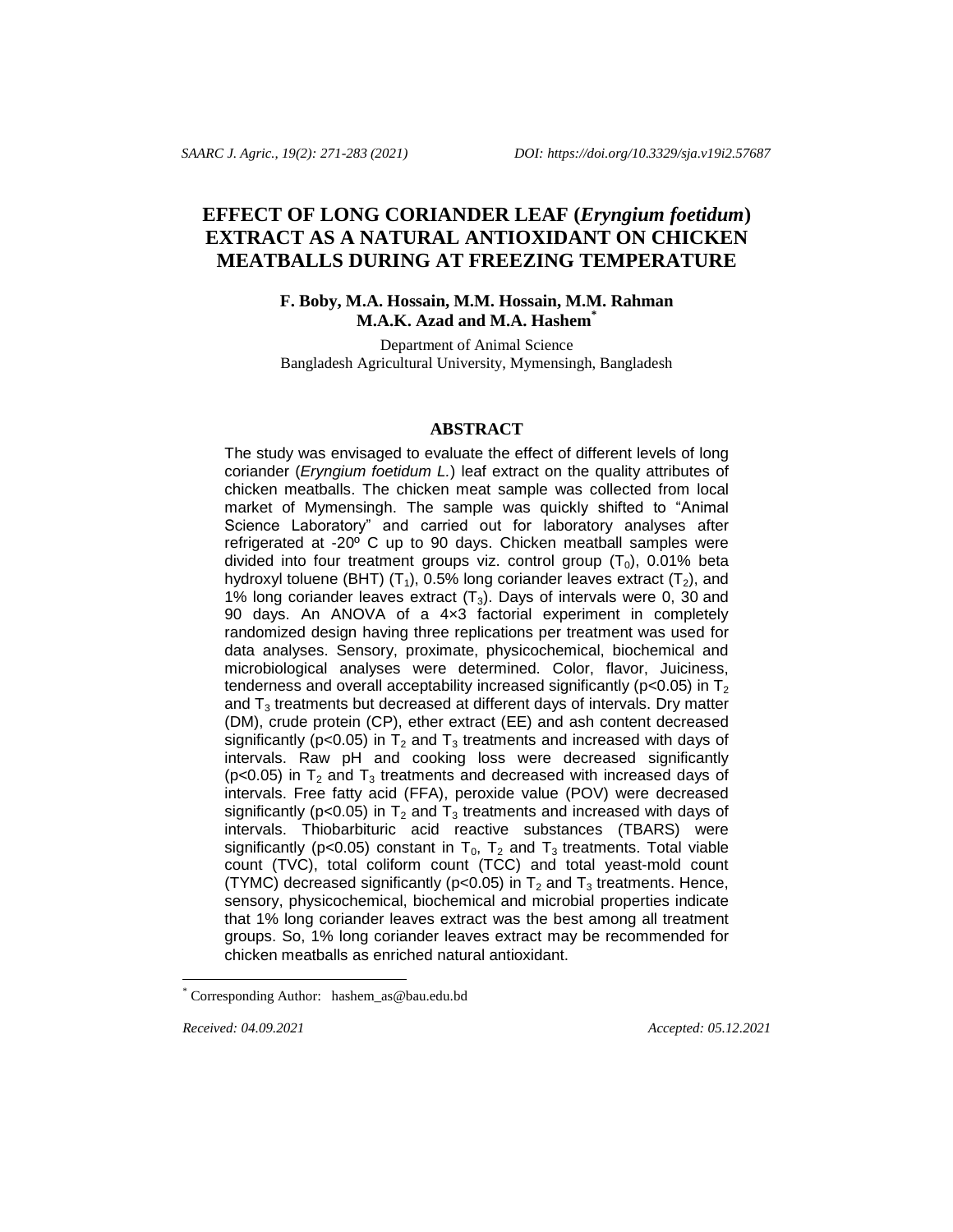# EFFECT OF LONG CORIANDER LEAF (*Eryngium foetidum*) EXTRACT AS A NATURAL ANTIOXIDANT ON CHICKEN MEATBALLS DURING AT FREEZING TEMPERATURE

**F. Boby, M.A. Hossain, M.M. Hossain, M.M. Rahman M.A.K. Azad and M.A. Hashem***

Department of Animal Science
Bangladesh Agricultural University, Mymensingh, Bangladesh

## ABSTRACT

The study was envisaged to evaluate the effect of different levels of long coriander (*Eryngium foetidum L.*) leaf extract on the quality attributes of chicken meatballs. The chicken meat sample was collected from local market of Mymensingh. The sample was quickly shifted to "Animal Science Laboratory" and carried out for laboratory analyses after refrigerated at -20º C up to 90 days. Chicken meatball samples were divided into four treatment groups viz. control group ($T_0$), 0.01% beta hydroxyl toluene (BHT) ($T_1$), 0.5% long coriander leaves extract ($T_2$), and 1% long coriander leaves extract ($T_3$). Days of intervals were 0, 30 and 90 days. An ANOVA of a 4×3 factorial experiment in completely randomized design having three replications per treatment was used for data analyses. Sensory, proximate, physicochemical, biochemical and microbiological analyses were determined. Color, flavor, Juiciness, tenderness and overall acceptability increased significantly ($p<0.05$) in $T_2$ and $T_3$ treatments but decreased at different days of intervals. Dry matter (DM), crude protein (CP), ether extract (EE) and ash content decreased significantly ($p<0.05$) in $T_2$ and $T_3$ treatments and increased with days of intervals. Raw pH and cooking loss were decreased significantly ($p<0.05$) in $T_2$ and $T_3$ treatments and decreased with increased days of intervals. Free fatty acid (FFA), peroxide value (POV) were decreased significantly ($p<0.05$) in $T_2$ and $T_3$ treatments and increased with days of intervals. Thiobarbituric acid reactive substances (TBARS) were significantly ($p<0.05$) constant in $T_0$, $T_2$ and $T_3$ treatments. Total viable count (TVC), total coliform count (TCC) and total yeast-mold count (TYMC) decreased significantly ($p<0.05$) in $T_2$ and $T_3$ treatments. Hence, sensory, physicochemical, biochemical and microbial properties indicate that 1% long coriander leaves extract was the best among all treatment groups. So, 1% long coriander leaves extract may be recommended for chicken meatballs as enriched natural antioxidant.

---

* Corresponding Author: hashem_as@bau.edu.bd

*Received: 04.09.2021* *Accepted: 05.12.2021*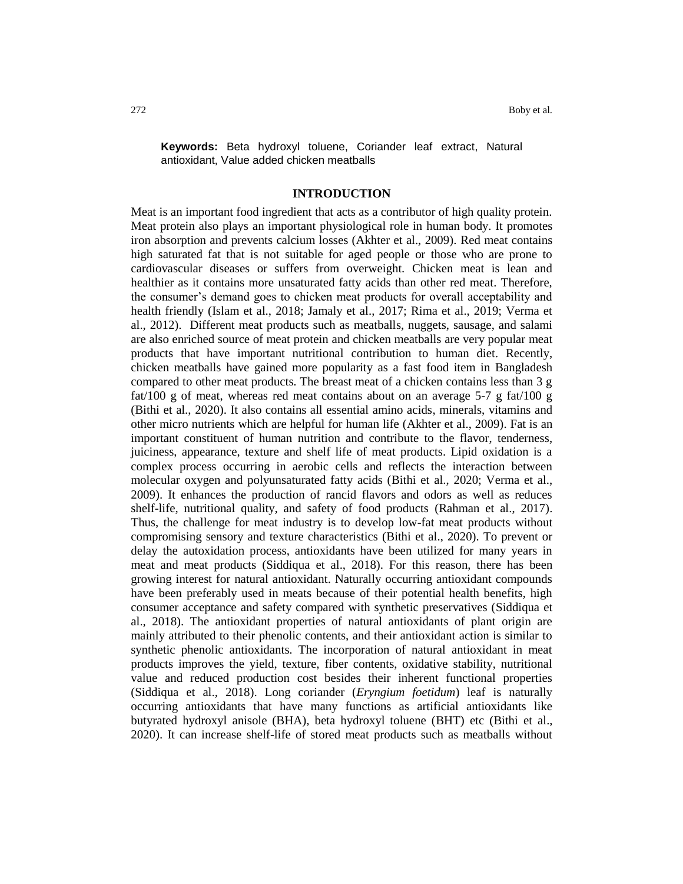**Keywords:** Beta hydroxyl toluene, Coriander leaf extract, Natural antioxidant, Value added chicken meatballs

## INTRODUCTION

Meat is an important food ingredient that acts as a contributor of high quality protein. Meat protein also plays an important physiological role in human body. It promotes iron absorption and prevents calcium losses (Akhter et al., 2009). Red meat contains high saturated fat that is not suitable for aged people or those who are prone to cardiovascular diseases or suffers from overweight. Chicken meat is lean and healthier as it contains more unsaturated fatty acids than other red meat. Therefore, the consumer's demand goes to chicken meat products for overall acceptability and health friendly (Islam et al., 2018; Jamaly et al., 2017; Rima et al., 2019; Verma et al., 2012). Different meat products such as meatballs, nuggets, sausage, and salami are also enriched source of meat protein and chicken meatballs are very popular meat products that have important nutritional contribution to human diet. Recently, chicken meatballs have gained more popularity as a fast food item in Bangladesh compared to other meat products. The breast meat of a chicken contains less than 3 g fat/100 g of meat, whereas red meat contains about on an average 5-7 g fat/100 g (Bithi et al., 2020). It also contains all essential amino acids, minerals, vitamins and other micro nutrients which are helpful for human life (Akhter et al., 2009). Fat is an important constituent of human nutrition and contribute to the flavor, tenderness, juiciness, appearance, texture and shelf life of meat products. Lipid oxidation is a complex process occurring in aerobic cells and reflects the interaction between molecular oxygen and polyunsaturated fatty acids (Bithi et al., 2020; Verma et al., 2009). It enhances the production of rancid flavors and odors as well as reduces shelf-life, nutritional quality, and safety of food products (Rahman et al., 2017). Thus, the challenge for meat industry is to develop low-fat meat products without compromising sensory and texture characteristics (Bithi et al., 2020). To prevent or delay the autoxidation process, antioxidants have been utilized for many years in meat and meat products (Siddiqua et al., 2018). For this reason, there has been growing interest for natural antioxidant. Naturally occurring antioxidant compounds have been preferably used in meats because of their potential health benefits, high consumer acceptance and safety compared with synthetic preservatives (Siddiqua et al., 2018). The antioxidant properties of natural antioxidants of plant origin are mainly attributed to their phenolic contents, and their antioxidant action is similar to synthetic phenolic antioxidants. The incorporation of natural antioxidant in meat products improves the yield, texture, fiber contents, oxidative stability, nutritional value and reduced production cost besides their inherent functional properties (Siddiqua et al., 2018). Long coriander (*Eryngium foetidum*) leaf is naturally occurring antioxidants that have many functions as artificial antioxidants like butyrated hydroxyl anisole (BHA), beta hydroxyl toluene (BHT) etc (Bithi et al., 2020). It can increase shelf-life of stored meat products such as meatballs without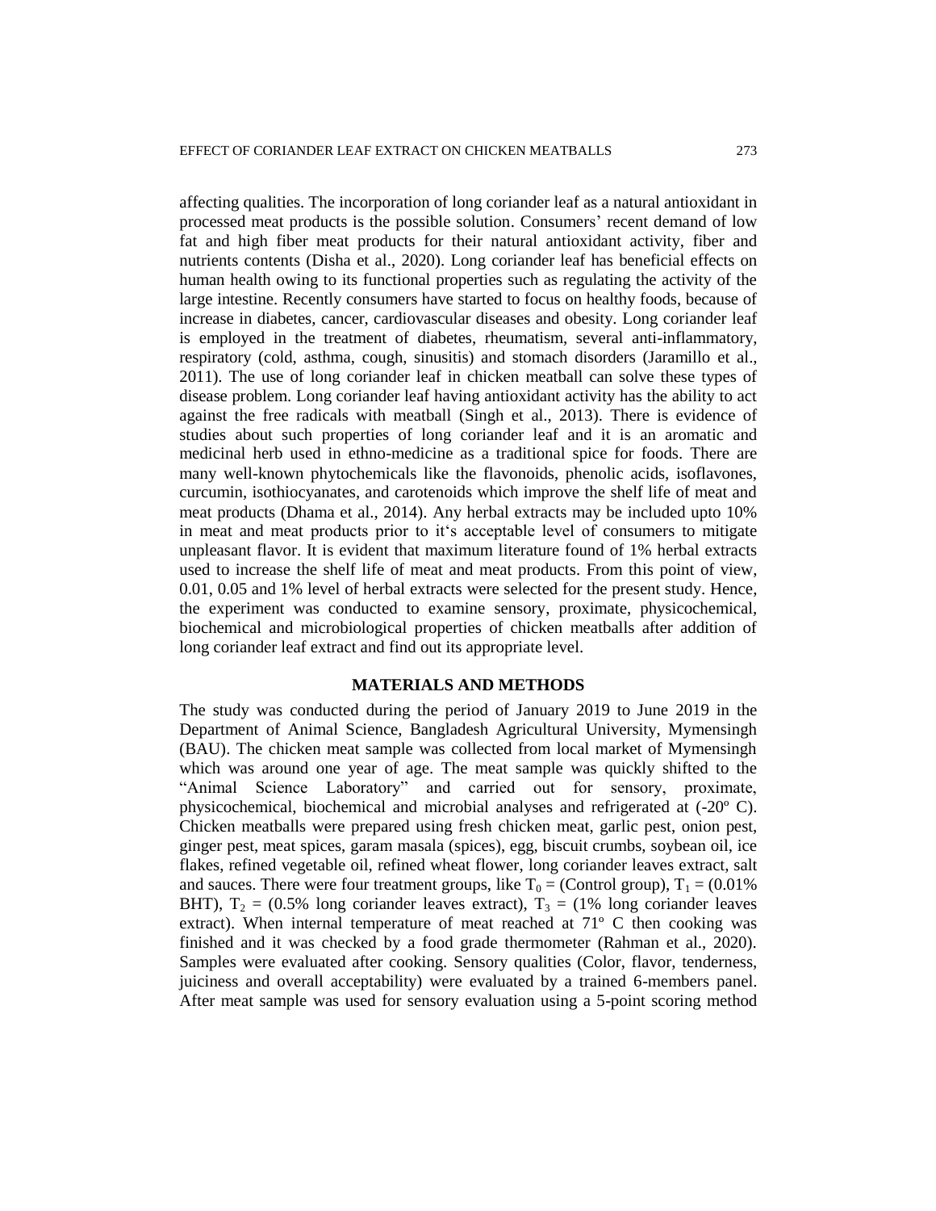affecting qualities. The incorporation of long coriander leaf as a natural antioxidant in processed meat products is the possible solution. Consumers' recent demand of low fat and high fiber meat products for their natural antioxidant activity, fiber and nutrients contents (Disha et al., 2020). Long coriander leaf has beneficial effects on human health owing to its functional properties such as regulating the activity of the large intestine. Recently consumers have started to focus on healthy foods, because of increase in diabetes, cancer, cardiovascular diseases and obesity. Long coriander leaf is employed in the treatment of diabetes, rheumatism, several anti-inflammatory, respiratory (cold, asthma, cough, sinusitis) and stomach disorders (Jaramillo et al., 2011). The use of long coriander leaf in chicken meatball can solve these types of disease problem. Long coriander leaf having antioxidant activity has the ability to act against the free radicals with meatball (Singh et al., 2013). There is evidence of studies about such properties of long coriander leaf and it is an aromatic and medicinal herb used in ethno-medicine as a traditional spice for foods. There are many well-known phytochemicals like the flavonoids, phenolic acids, isoflavones, curcumin, isothiocyanates, and carotenoids which improve the shelf life of meat and meat products (Dhama et al., 2014). Any herbal extracts may be included upto 10% in meat and meat products prior to it's acceptable level of consumers to mitigate unpleasant flavor. It is evident that maximum literature found of 1% herbal extracts used to increase the shelf life of meat and meat products. From this point of view, 0.01, 0.05 and 1% level of herbal extracts were selected for the present study. Hence, the experiment was conducted to examine sensory, proximate, physicochemical, biochemical and microbiological properties of chicken meatballs after addition of long coriander leaf extract and find out its appropriate level.

## MATERIALS AND METHODS

The study was conducted during the period of January 2019 to June 2019 in the Department of Animal Science, Bangladesh Agricultural University, Mymensingh (BAU). The chicken meat sample was collected from local market of Mymensingh which was around one year of age. The meat sample was quickly shifted to the "Animal Science Laboratory" and carried out for sensory, proximate, physicochemical, biochemical and microbial analyses and refrigerated at (-20º C). Chicken meatballs were prepared using fresh chicken meat, garlic pest, onion pest, ginger pest, meat spices, garam masala (spices), egg, biscuit crumbs, soybean oil, ice flakes, refined vegetable oil, refined wheat flower, long coriander leaves extract, salt and sauces. There were four treatment groups, like $T_0$ = (Control group), $T_1$ = (0.01% BHT), $T_2$ = (0.5% long coriander leaves extract), $T_3$ = (1% long coriander leaves extract). When internal temperature of meat reached at 71º C then cooking was finished and it was checked by a food grade thermometer (Rahman et al., 2020). Samples were evaluated after cooking. Sensory qualities (Color, flavor, tenderness, juiciness and overall acceptability) were evaluated by a trained 6-members panel. After meat sample was used for sensory evaluation using a 5-point scoring method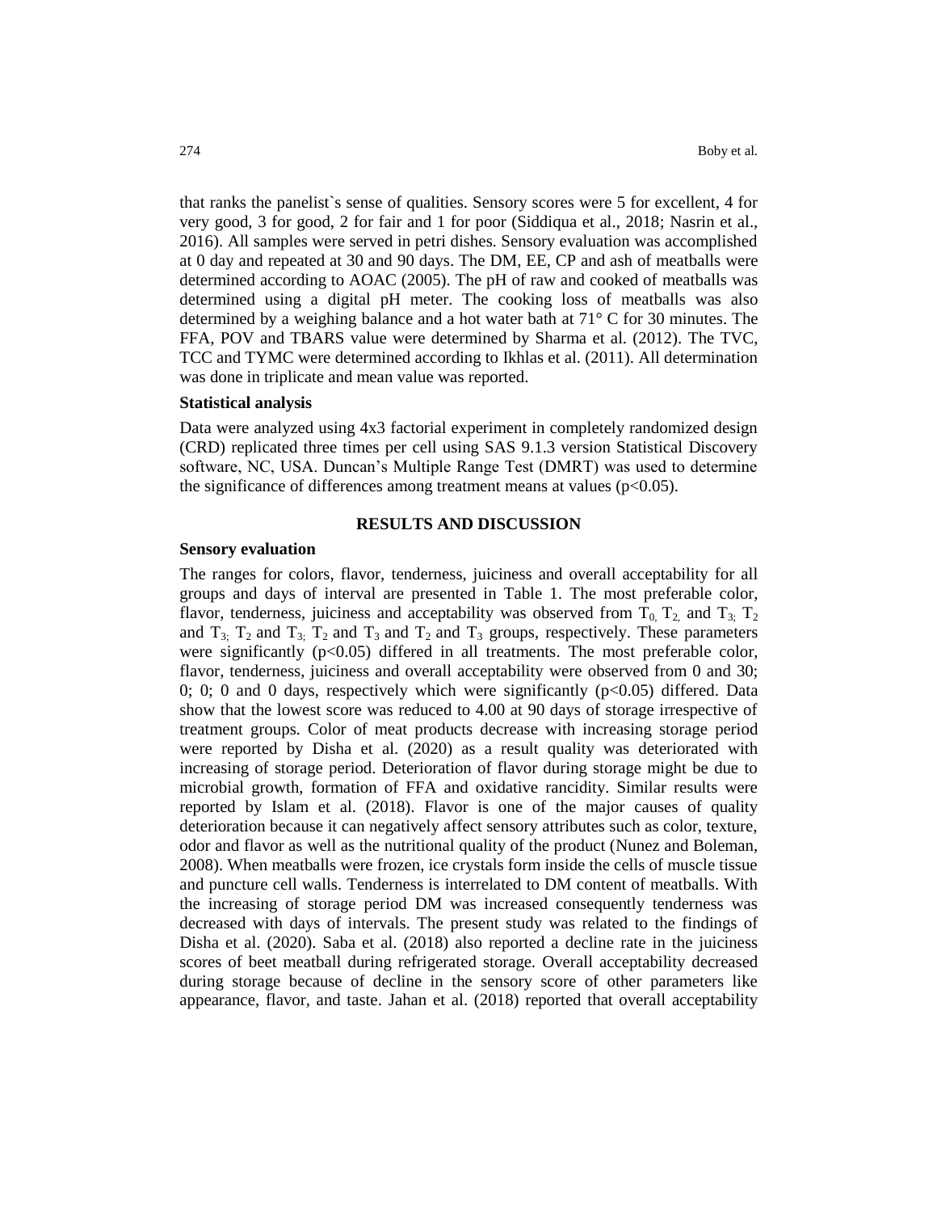that ranks the panelist`s sense of qualities. Sensory scores were 5 for excellent, 4 for very good, 3 for good, 2 for fair and 1 for poor (Siddiqua et al., 2018; Nasrin et al., 2016). All samples were served in petri dishes. Sensory evaluation was accomplished at 0 day and repeated at 30 and 90 days. The DM, EE, CP and ash of meatballs were determined according to AOAC (2005). The pH of raw and cooked of meatballs was determined using a digital pH meter. The cooking loss of meatballs was also determined by a weighing balance and a hot water bath at 71° C for 30 minutes. The FFA, POV and TBARS value were determined by Sharma et al. (2012). The TVC, TCC and TYMC were determined according to Ikhlas et al. (2011). All determination was done in triplicate and mean value was reported.

**Statistical analysis**

Data were analyzed using 4x3 factorial experiment in completely randomized design (CRD) replicated three times per cell using SAS 9.1.3 version Statistical Discovery software, NC, USA. Duncan's Multiple Range Test (DMRT) was used to determine the significance of differences among treatment means at values ($p<0.05$).

## RESULTS AND DISCUSSION

**Sensory evaluation**

The ranges for colors, flavor, tenderness, juiciness and overall acceptability for all groups and days of interval are presented in Table 1. The most preferable color, flavor, tenderness, juiciness and acceptability was observed from $T_0$, $T_2$, and $T_3$; $T_2$ and $T_3$; $T_2$ and $T_3$; $T_2$ and $T_3$ and $T_2$ and $T_3$ groups, respectively. These parameters were significantly ($p<0.05$) differed in all treatments. The most preferable color, flavor, tenderness, juiciness and overall acceptability were observed from 0 and 30; 0; 0; 0 and 0 days, respectively which were significantly ($p<0.05$) differed. Data show that the lowest score was reduced to 4.00 at 90 days of storage irrespective of treatment groups. Color of meat products decrease with increasing storage period were reported by Disha et al. (2020) as a result quality was deteriorated with increasing of storage period. Deterioration of flavor during storage might be due to microbial growth, formation of FFA and oxidative rancidity. Similar results were reported by Islam et al. (2018). Flavor is one of the major causes of quality deterioration because it can negatively affect sensory attributes such as color, texture, odor and flavor as well as the nutritional quality of the product (Nunez and Boleman, 2008). When meatballs were frozen, ice crystals form inside the cells of muscle tissue and puncture cell walls. Tenderness is interrelated to DM content of meatballs. With the increasing of storage period DM was increased consequently tenderness was decreased with days of intervals. The present study was related to the findings of Disha et al. (2020). Saba et al. (2018) also reported a decline rate in the juiciness scores of beet meatball during refrigerated storage. Overall acceptability decreased during storage because of decline in the sensory score of other parameters like appearance, flavor, and taste. Jahan et al. (2018) reported that overall acceptability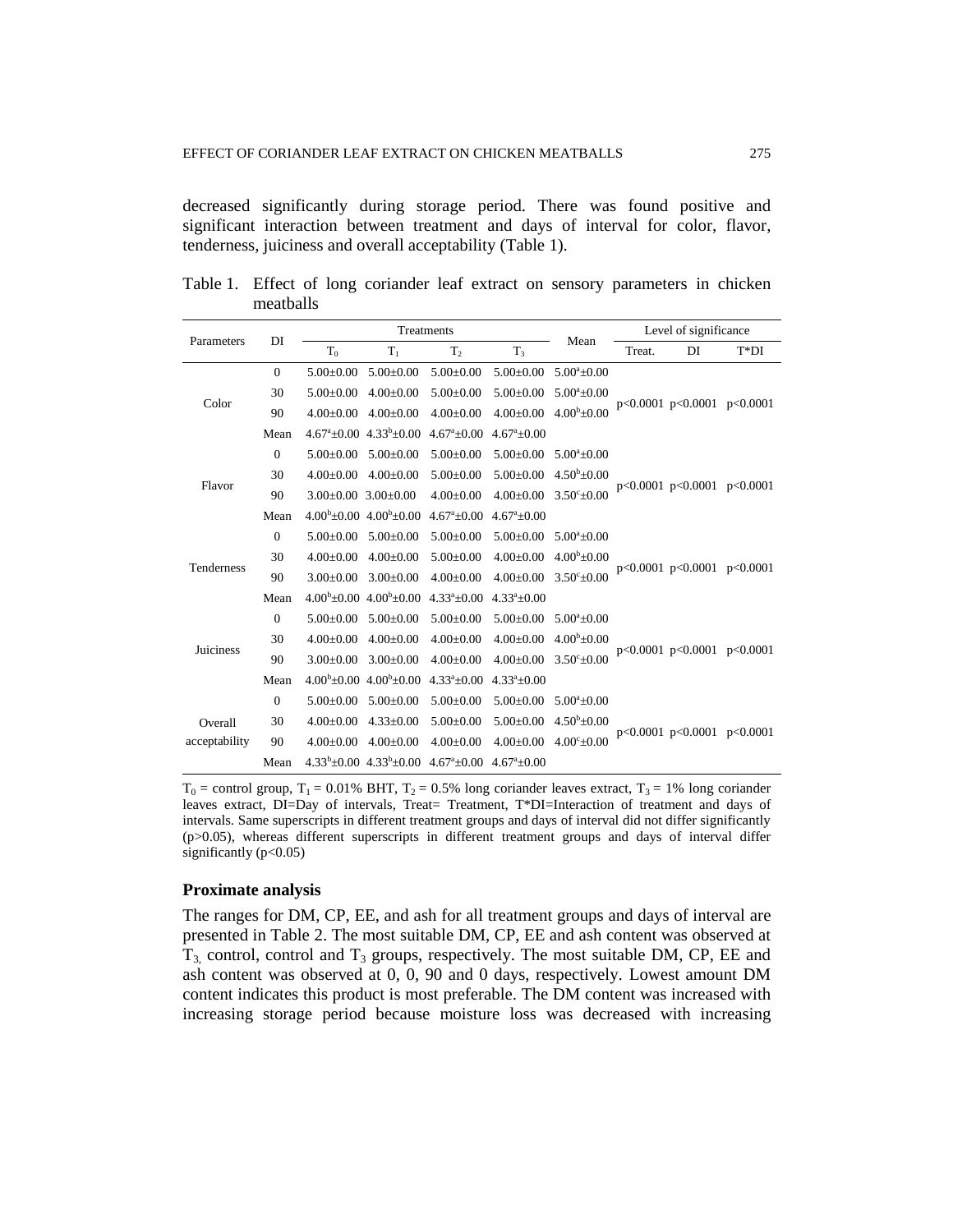decreased significantly during storage period. There was found positive and significant interaction between treatment and days of interval for color, flavor, tenderness, juiciness and overall acceptability (Table 1).

Table 1. Effect of long coriander leaf extract on sensory parameters in chicken meatballs

| Parameters | DI | Treatments | | | | Mean | Level of significance | | |
|---|---|---|---|---|---|---|---|---|---|
| | | $T_0$ | $T_1$ | $T_2$ | $T_3$ | | Treat. | DI | T*DI |
| Color | 0 | 5.00±0.00 | 5.00±0.00 | 5.00±0.00 | 5.00±0.00 | $5.00^a$±0.00 | p<0.0001 | p<0.0001 | p<0.0001 |
| | 30 | 5.00±0.00 | 4.00±0.00 | 5.00±0.00 | 5.00±0.00 | $5.00^a$±0.00 | | | |
| | 90 | 4.00±0.00 | 4.00±0.00 | 4.00±0.00 | 4.00±0.00 | $4.00^b$±0.00 | | | |
| | Mean | $4.67^a$±0.00 | $4.33^b$±0.00 | $4.67^a$±0.00 | $4.67^a$±0.00 | | | | |
| Flavor | 0 | 5.00±0.00 | 5.00±0.00 | 5.00±0.00 | 5.00±0.00 | $5.00^a$±0.00 | p<0.0001 | p<0.0001 | p<0.0001 |
| | 30 | 4.00±0.00 | 4.00±0.00 | 5.00±0.00 | 5.00±0.00 | $4.50^b$±0.00 | | | |
| | 90 | 3.00±0.00 | 3.00±0.00 | 4.00±0.00 | 4.00±0.00 | $3.50^c$±0.00 | | | |
| | Mean | $4.00^b$±0.00 | $4.00^b$±0.00 | $4.67^a$±0.00 | $4.67^a$±0.00 | | | | |
| Tenderness | 0 | 5.00±0.00 | 5.00±0.00 | 5.00±0.00 | 5.00±0.00 | $5.00^a$±0.00 | p<0.0001 | p<0.0001 | p<0.0001 |
| | 30 | 4.00±0.00 | 4.00±0.00 | 5.00±0.00 | 4.00±0.00 | $4.00^b$±0.00 | | | |
| | 90 | 3.00±0.00 | 3.00±0.00 | 4.00±0.00 | 4.00±0.00 | $3.50^c$±0.00 | | | |
| | Mean | $4.00^b$±0.00 | $4.00^b$±0.00 | $4.33^a$±0.00 | $4.33^a$±0.00 | | | | |
| Juiciness | 0 | 5.00±0.00 | 5.00±0.00 | 5.00±0.00 | 5.00±0.00 | $5.00^a$±0.00 | p<0.0001 | p<0.0001 | p<0.0001 |
| | 30 | 4.00±0.00 | 4.00±0.00 | 4.00±0.00 | 4.00±0.00 | $4.00^b$±0.00 | | | |
| | 90 | 3.00±0.00 | 3.00±0.00 | 4.00±0.00 | 4.00±0.00 | $3.50^c$±0.00 | | | |
| | Mean | $4.00^b$±0.00 | $4.00^b$±0.00 | $4.33^a$±0.00 | $4.33^a$±0.00 | | | | |
| Overall acceptability | 0 | 5.00±0.00 | 5.00±0.00 | 5.00±0.00 | 5.00±0.00 | $5.00^a$±0.00 | p<0.0001 | p<0.0001 | p<0.0001 |
| | 30 | 4.00±0.00 | 4.33±0.00 | 5.00±0.00 | 5.00±0.00 | $4.50^b$±0.00 | | | |
| | 90 | 4.00±0.00 | 4.00±0.00 | 4.00±0.00 | 4.00±0.00 | $4.00^c$±0.00 | | | |
| | Mean | $4.33^b$±0.00 | $4.33^b$±0.00 | $4.67^a$±0.00 | $4.67^a$±0.00 | | | | |

$T_0$ = control group, $T_1$ = 0.01% BHT, $T_2$ = 0.5% long coriander leaves extract, $T_3$ = 1% long coriander leaves extract, DI=Day of intervals, Treat= Treatment, T*DI=Interaction of treatment and days of intervals. Same superscripts in different treatment groups and days of interval did not differ significantly ($p>0.05$), whereas different superscripts in different treatment groups and days of interval differ significantly ($p<0.05$)

### Proximate analysis

The ranges for DM, CP, EE, and ash for all treatment groups and days of interval are presented in Table 2. The most suitable DM, CP, EE and ash content was observed at $T_3$, control, control and $T_3$ groups, respectively. The most suitable DM, CP, EE and ash content was observed at 0, 0, 90 and 0 days, respectively. Lowest amount DM content indicates this product is most preferable. The DM content was increased with increasing storage period because moisture loss was decreased with increasing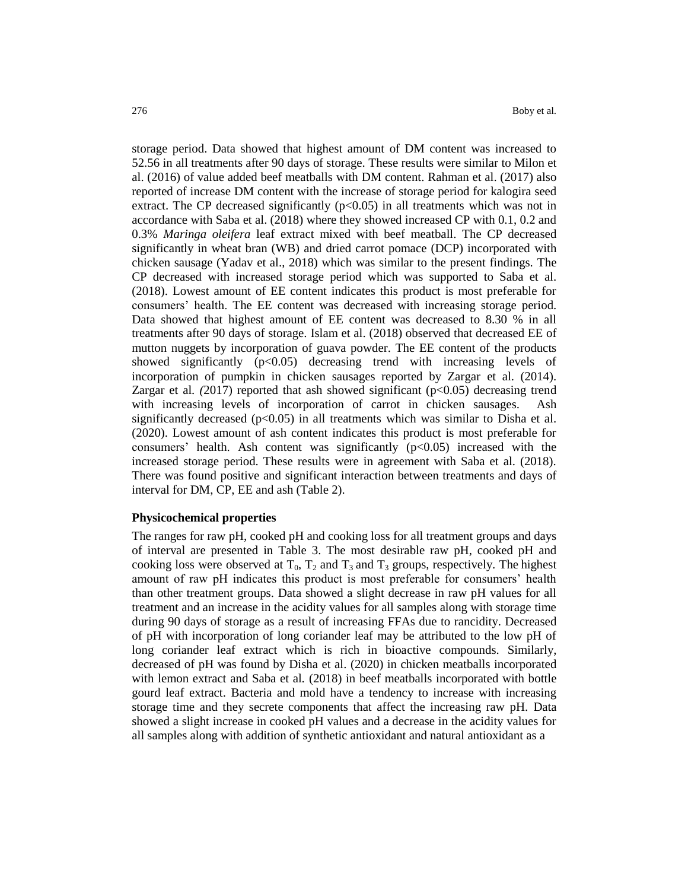storage period. Data showed that highest amount of DM content was increased to 52.56 in all treatments after 90 days of storage. These results were similar to Milon et al. (2016) of value added beef meatballs with DM content. Rahman et al. (2017) also reported of increase DM content with the increase of storage period for kalogira seed extract. The CP decreased significantly ($p<0.05$) in all treatments which was not in accordance with Saba et al. (2018) where they showed increased CP with 0.1, 0.2 and 0.3% *Maringa oleifera* leaf extract mixed with beef meatball. The CP decreased significantly in wheat bran (WB) and dried carrot pomace (DCP) incorporated with chicken sausage (Yadav et al., 2018) which was similar to the present findings. The CP decreased with increased storage period which was supported to Saba et al. (2018). Lowest amount of EE content indicates this product is most preferable for consumers' health. The EE content was decreased with increasing storage period. Data showed that highest amount of EE content was decreased to 8.30 % in all treatments after 90 days of storage. Islam et al. (2018) observed that decreased EE of mutton nuggets by incorporation of guava powder. The EE content of the products showed significantly ($p<0.05$) decreasing trend with increasing levels of incorporation of pumpkin in chicken sausages reported by Zargar et al. (2014). Zargar et al. *(*2017) reported that ash showed significant ($p<0.05$) decreasing trend with increasing levels of incorporation of carrot in chicken sausages. Ash significantly decreased ($p<0.05$) in all treatments which was similar to Disha et al. (2020). Lowest amount of ash content indicates this product is most preferable for consumers' health. Ash content was significantly ($p<0.05$) increased with the increased storage period. These results were in agreement with Saba et al. (2018). There was found positive and significant interaction between treatments and days of interval for DM, CP, EE and ash (Table 2).

**Physicochemical properties**

The ranges for raw pH, cooked pH and cooking loss for all treatment groups and days of interval are presented in Table 3. The most desirable raw pH, cooked pH and cooking loss were observed at $T_0$, $T_2$ and $T_3$ and $T_3$ groups, respectively. The highest amount of raw pH indicates this product is most preferable for consumers' health than other treatment groups. Data showed a slight decrease in raw pH values for all treatment and an increase in the acidity values for all samples along with storage time during 90 days of storage as a result of increasing FFAs due to rancidity. Decreased of pH with incorporation of long coriander leaf may be attributed to the low pH of long coriander leaf extract which is rich in bioactive compounds. Similarly, decreased of pH was found by Disha et al. (2020) in chicken meatballs incorporated with lemon extract and Saba et al. (2018) in beef meatballs incorporated with bottle gourd leaf extract. Bacteria and mold have a tendency to increase with increasing storage time and they secrete components that affect the increasing raw pH. Data showed a slight increase in cooked pH values and a decrease in the acidity values for all samples along with addition of synthetic antioxidant and natural antioxidant as a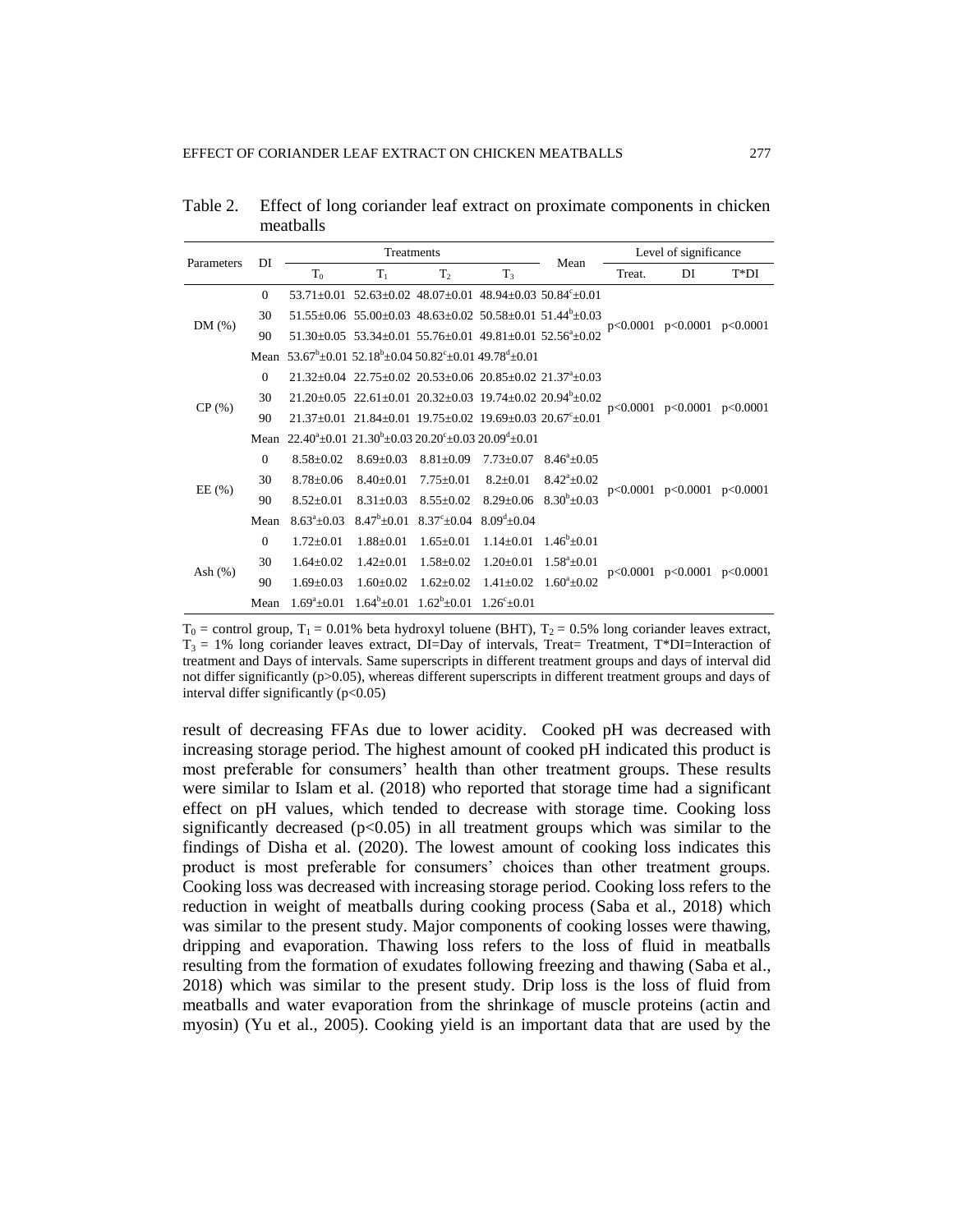Table 2. Effect of long coriander leaf extract on proximate components in chicken meatballs

| Parameters | DI | Treatments | | | | Mean | Level of significance | | |
|---|---|---|---|---|---|---|---|---|---|
| | | $T_0$ | $T_1$ | $T_2$ | $T_3$ | | Treat. | DI | T*DI |
| DM (%) | 0 | 53.71±0.01 | 52.63±0.02 | 48.07±0.01 | 48.94±0.03 | 50.84$^c$±0.01 | p<0.0001 | p<0.0001 | p<0.0001 |
| | 30 | 51.55±0.06 | 55.00±0.03 | 48.63±0.02 | 50.58±0.01 | 51.44$^b$±0.03 | | | |
| | 90 | 51.30±0.05 | 53.34±0.01 | 55.76±0.01 | 49.81±0.01 | 52.56$^a$±0.02 | | | |
| | Mean | 53.67$^b$±0.01 | 52.18$^b$±0.04 | 50.82$^c$±0.01 | 49.78$^d$±0.01 | | | | |
| CP (%) | 0 | 21.32±0.04 | 22.75±0.02 | 20.53±0.06 | 20.85±0.02 | 21.37$^a$±0.03 | p<0.0001 | p<0.0001 | p<0.0001 |
| | 30 | 21.20±0.05 | 22.61±0.01 | 20.32±0.03 | 19.74±0.02 | 20.94$^b$±0.02 | | | |
| | 90 | 21.37±0.01 | 21.84±0.01 | 19.75±0.02 | 19.69±0.03 | 20.67$^c$±0.01 | | | |
| | Mean | 22.40$^a$±0.01 | 21.30$^b$±0.03 | 20.20$^c$±0.03 | 20.09$^d$±0.01 | | | | |
| EE (%) | 0 | 8.58±0.02 | 8.69±0.03 | 8.81±0.09 | 7.73±0.07 | 8.46$^a$±0.05 | p<0.0001 | p<0.0001 | p<0.0001 |
| | 30 | 8.78±0.06 | 8.40±0.01 | 7.75±0.01 | 8.2±0.01 | 8.42$^a$±0.02 | | | |
| | 90 | 8.52±0.01 | 8.31±0.03 | 8.55±0.02 | 8.29±0.06 | 8.30$^b$±0.03 | | | |
| | Mean | 8.63$^a$±0.03 | 8.47$^b$±0.01 | 8.37$^c$±0.04 | 8.09$^d$±0.04 | | | | |
| Ash (%) | 0 | 1.72±0.01 | 1.88±0.01 | 1.65±0.01 | 1.14±0.01 | 1.46$^b$±0.01 | p<0.0001 | p<0.0001 | p<0.0001 |
| | 30 | 1.64±0.02 | 1.42±0.01 | 1.58±0.02 | 1.20±0.01 | 1.58$^a$±0.01 | | | |
| | 90 | 1.69±0.03 | 1.60±0.02 | 1.62±0.02 | 1.41±0.02 | 1.60$^a$±0.02 | | | |
| | Mean | 1.69$^a$±0.01 | 1.64$^b$±0.01 | 1.62$^b$±0.01 | 1.26$^c$±0.01 | | | | |

$T_0$ = control group, $T_1$ = 0.01% beta hydroxyl toluene (BHT), $T_2$ = 0.5% long coriander leaves extract, $T_3$ = 1% long coriander leaves extract, DI=Day of intervals, Treat= Treatment, T*DI=Interaction of treatment and Days of intervals. Same superscripts in different treatment groups and days of interval did not differ significantly ($p>0.05$), whereas different superscripts in different treatment groups and days of interval differ significantly ($p<0.05$)

result of decreasing FFAs due to lower acidity. Cooked pH was decreased with increasing storage period. The highest amount of cooked pH indicated this product is most preferable for consumers' health than other treatment groups. These results were similar to Islam et al. (2018) who reported that storage time had a significant effect on pH values, which tended to decrease with storage time. Cooking loss significantly decreased ($p<0.05$) in all treatment groups which was similar to the findings of Disha et al. (2020). The lowest amount of cooking loss indicates this product is most preferable for consumers' choices than other treatment groups. Cooking loss was decreased with increasing storage period. Cooking loss refers to the reduction in weight of meatballs during cooking process (Saba et al., 2018) which was similar to the present study. Major components of cooking losses were thawing, dripping and evaporation. Thawing loss refers to the loss of fluid in meatballs resulting from the formation of exudates following freezing and thawing (Saba et al., 2018) which was similar to the present study. Drip loss is the loss of fluid from meatballs and water evaporation from the shrinkage of muscle proteins (actin and myosin) (Yu et al., 2005). Cooking yield is an important data that are used by the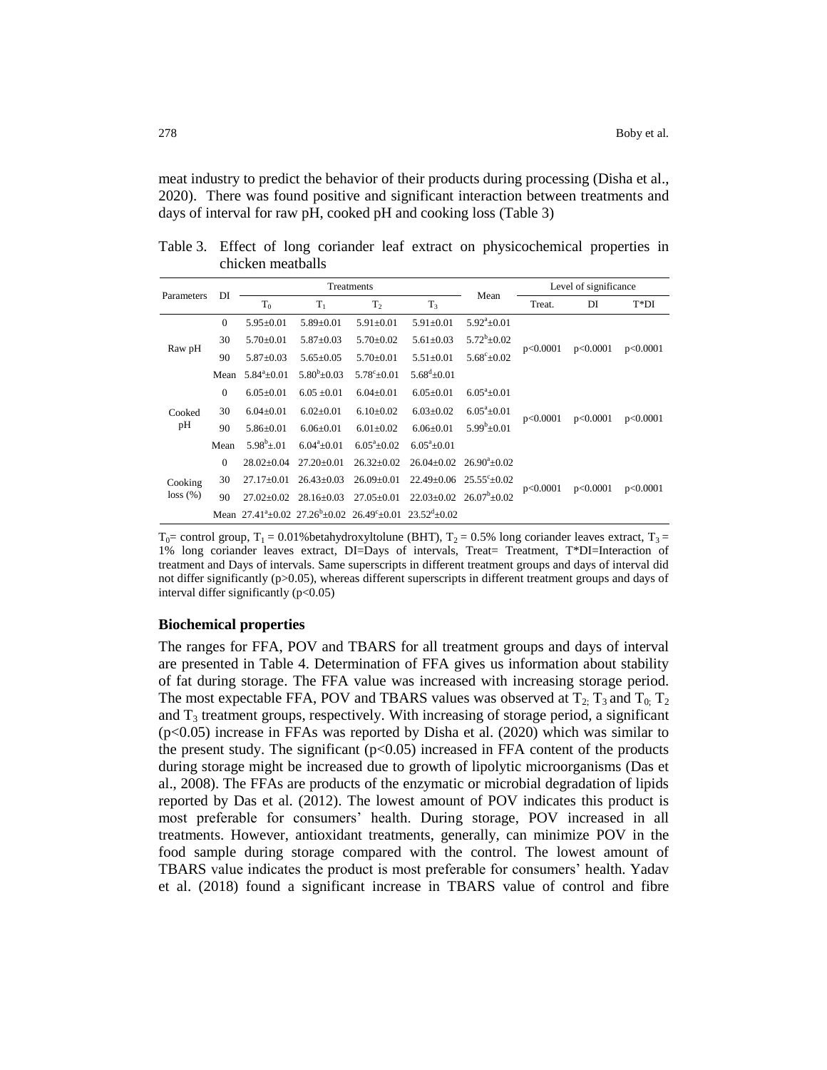meat industry to predict the behavior of their products during processing (Disha et al., 2020). There was found positive and significant interaction between treatments and days of interval for raw pH, cooked pH and cooking loss (Table 3)

Table 3. Effect of long coriander leaf extract on physicochemical properties in chicken meatballs

| Parameters | DI | Treatments | | | | Mean | Level of significance | | |
|---|---|---|---|---|---|---|---|---|---|
| | | $T_0$ | $T_1$ | $T_2$ | $T_3$ | | Treat. | DI | T*DI |
| Raw pH | 0 | 5.95±0.01 | 5.89±0.01 | 5.91±0.01 | 5.91±0.01 | $5.92^a$±0.01 | p<0.0001 | p<0.0001 | p<0.0001 |
| | 30 | 5.70±0.01 | 5.87±0.03 | 5.70±0.02 | 5.61±0.03 | $5.72^b$±0.02 | | | |
| | 90 | 5.87±0.03 | 5.65±0.05 | 5.70±0.01 | 5.51±0.01 | $5.68^c$±0.02 | | | |
| | Mean | $5.84^a$±0.01 | $5.80^b$±0.03 | $5.78^c$±0.01 | $5.68^d$±0.01 | | | | |
| Cooked pH | 0 | 6.05±0.01 | 6.05 ±0.01 | 6.04±0.01 | 6.05±0.01 | $6.05^a$±0.01 | p<0.0001 | p<0.0001 | p<0.0001 |
| | 30 | 6.04±0.01 | 6.02±0.01 | 6.10±0.02 | 6.03±0.02 | $6.05^a$±0.01 | | | |
| | 90 | 5.86±0.01 | 6.06±0.01 | 6.01±0.02 | 6.06±0.01 | $5.99^b$±0.01 | | | |
| | Mean | $5.98^b$±.01 | $6.04^a$±0.01 | $6.05^a$±0.02 | $6.05^a$±0.01 | | | | |
| Cooking loss (%) | 0 | 28.02±0.04 | 27.20±0.01 | 26.32±0.02 | 26.04±0.02 | $26.90^a$±0.02 | p<0.0001 | p<0.0001 | p<0.0001 |
| | 30 | 27.17±0.01 | 26.43±0.03 | 26.09±0.01 | 22.49±0.06 | $25.55^c$±0.02 | | | |
| | 90 | 27.02±0.02 | 28.16±0.03 | 27.05±0.01 | 22.03±0.02 | $26.07^b$±0.02 | | | |
| | Mean | $27.41^a$±0.02 | $27.26^b$±0.02 | $26.49^c$±0.01 | $23.52^d$±0.02 | | | | |

$T_0$= control group, $T_1$ = 0.01%betahydroxyltolune (BHT), $T_2$ = 0.5% long coriander leaves extract, $T_3$ = 1% long coriander leaves extract, DI=Days of intervals, Treat= Treatment, T*DI=Interaction of treatment and Days of intervals. Same superscripts in different treatment groups and days of interval did not differ significantly ($p>0.05$), whereas different superscripts in different treatment groups and days of interval differ significantly ($p<0.05$)

### Biochemical properties

The ranges for FFA, POV and TBARS for all treatment groups and days of interval are presented in Table 4. Determination of FFA gives us information about stability of fat during storage. The FFA value was increased with increasing storage period. The most expectable FFA, POV and TBARS values was observed at $T_2$; $T_3$ and $T_0$; $T_2$ and $T_3$ treatment groups, respectively. With increasing of storage period, a significant ($p<0.05$) increase in FFAs was reported by Disha et al. (2020) which was similar to the present study. The significant ($p<0.05$) increased in FFA content of the products during storage might be increased due to growth of lipolytic microorganisms (Das et al., 2008). The FFAs are products of the enzymatic or microbial degradation of lipids reported by Das et al. (2012). The lowest amount of POV indicates this product is most preferable for consumers' health. During storage, POV increased in all treatments. However, antioxidant treatments, generally, can minimize POV in the food sample during storage compared with the control. The lowest amount of TBARS value indicates the product is most preferable for consumers' health. Yadav et al. (2018) found a significant increase in TBARS value of control and fibre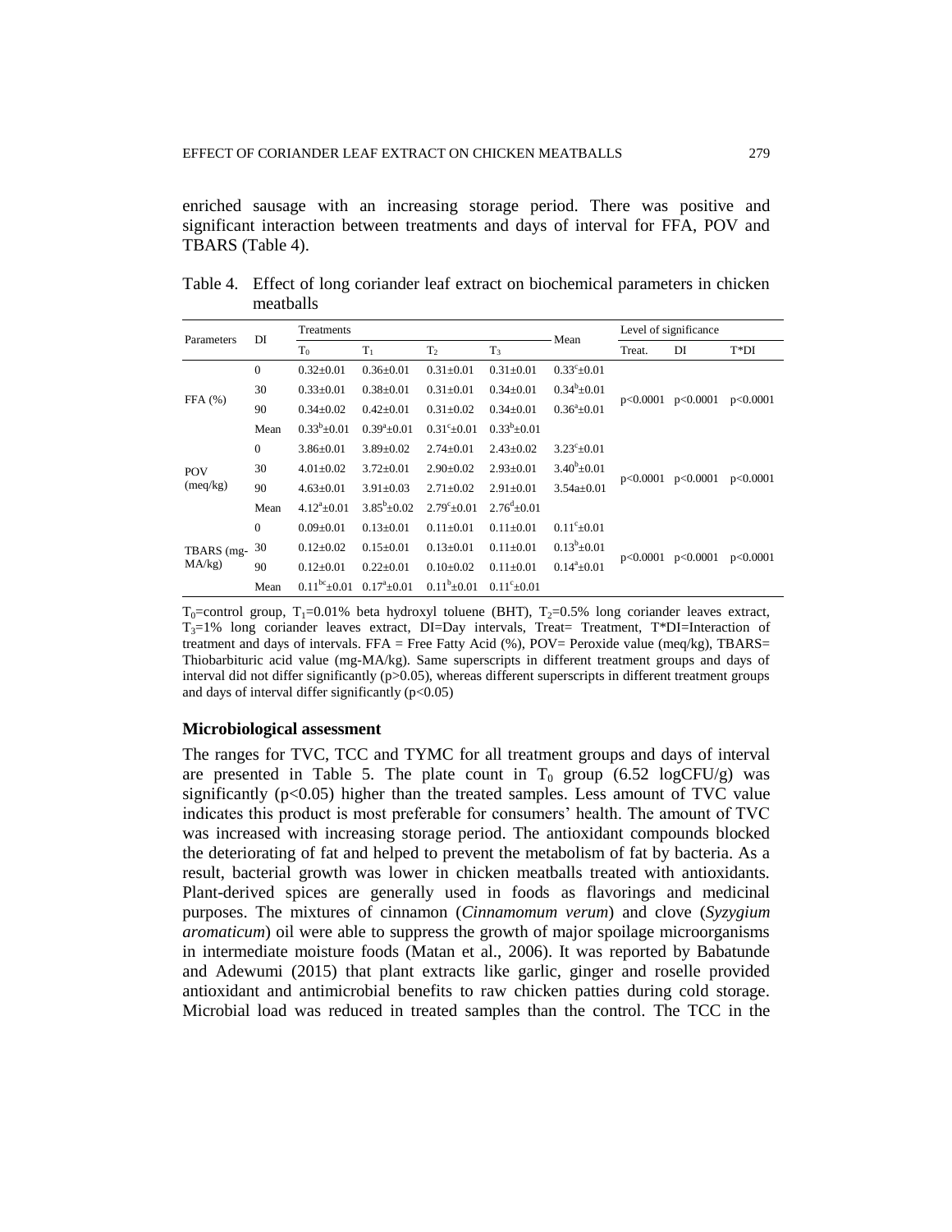enriched sausage with an increasing storage period. There was positive and significant interaction between treatments and days of interval for FFA, POV and TBARS (Table 4).

Table 4. Effect of long coriander leaf extract on biochemical parameters in chicken meatballs

| Parameters | DI | Treatments | | | | Mean | Level of significance | | |
|---|---|---|---|---|---|---|---|---|---|
| | | $T_0$ | $T_1$ | $T_2$ | $T_3$ | | Treat. | DI | T*DI |
| FFA (%) | 0 | 0.32±0.01 | 0.36±0.01 | 0.31±0.01 | 0.31±0.01 | $0.33^c$±0.01 | p<0.0001 | p<0.0001 | p<0.0001 |
| | 30 | 0.33±0.01 | 0.38±0.01 | 0.31±0.01 | 0.34±0.01 | $0.34^b$±0.01 | | | |
| | 90 | 0.34±0.02 | 0.42±0.01 | 0.31±0.02 | 0.34±0.01 | $0.36^a$±0.01 | | | |
| | Mean | $0.33^b$±0.01 | $0.39^a$±0.01 | $0.31^c$±0.01 | $0.33^b$±0.01 | | | | |
| POV (meq/kg) | 0 | 3.86±0.01 | 3.89±0.02 | 2.74±0.01 | 2.43±0.02 | $3.23^c$±0.01 | p<0.0001 | p<0.0001 | p<0.0001 |
| | 30 | 4.01±0.02 | 3.72±0.01 | 2.90±0.02 | 2.93±0.01 | $3.40^b$±0.01 | | | |
| | 90 | 4.63±0.01 | 3.91±0.03 | 2.71±0.02 | 2.91±0.01 | 3.54a±0.01 | | | |
| | Mean | $4.12^a$±0.01 | $3.85^b$±0.02 | $2.79^c$±0.01 | $2.76^d$±0.01 | | | | |
| TBARS (mg-MA/kg) | 0 | 0.09±0.01 | 0.13±0.01 | 0.11±0.01 | 0.11±0.01 | $0.11^c$±0.01 | p<0.0001 | p<0.0001 | p<0.0001 |
| | 30 | 0.12±0.02 | 0.15±0.01 | 0.13±0.01 | 0.11±0.01 | $0.13^b$±0.01 | | | |
| | 90 | 0.12±0.01 | 0.22±0.01 | 0.10±0.02 | 0.11±0.01 | $0.14^a$±0.01 | | | |
| | Mean | $0.11^{bc}$±0.01 | $0.17^a$±0.01 | $0.11^b$±0.01 | $0.11^c$±0.01 | | | | |

$T_0$=control group, $T_1$=0.01% beta hydroxyl toluene (BHT), $T_2$=0.5% long coriander leaves extract, $T_3$=1% long coriander leaves extract, DI=Day intervals, Treat= Treatment, T*DI=Interaction of treatment and days of intervals. FFA = Free Fatty Acid (%), POV= Peroxide value (meq/kg), TBARS= Thiobarbituric acid value (mg-MA/kg). Same superscripts in different treatment groups and days of interval did not differ significantly (p>0.05), whereas different superscripts in different treatment groups and days of interval differ significantly (p<0.05)

### Microbiological assessment

The ranges for TVC, TCC and TYMC for all treatment groups and days of interval are presented in Table 5. The plate count in $T_0$ group (6.52 logCFU/g) was significantly (p<0.05) higher than the treated samples. Less amount of TVC value indicates this product is most preferable for consumers' health. The amount of TVC was increased with increasing storage period. The antioxidant compounds blocked the deteriorating of fat and helped to prevent the metabolism of fat by bacteria. As a result, bacterial growth was lower in chicken meatballs treated with antioxidants. Plant-derived spices are generally used in foods as flavorings and medicinal purposes. The mixtures of cinnamon (*Cinnamomum verum*) and clove (*Syzygium aromaticum*) oil were able to suppress the growth of major spoilage microorganisms in intermediate moisture foods (Matan et al., 2006). It was reported by Babatunde and Adewumi (2015) that plant extracts like garlic, ginger and roselle provided antioxidant and antimicrobial benefits to raw chicken patties during cold storage. Microbial load was reduced in treated samples than the control. The TCC in the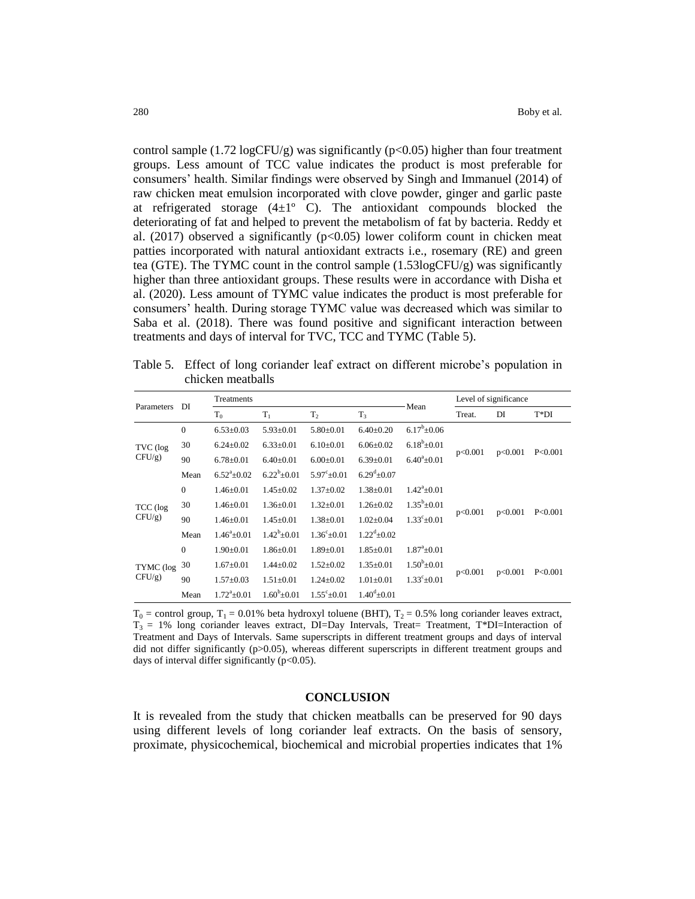control sample (1.72 logCFU/g) was significantly ($p<0.05$) higher than four treatment groups. Less amount of TCC value indicates the product is most preferable for consumers' health. Similar findings were observed by Singh and Immanuel (2014) of raw chicken meat emulsion incorporated with clove powder, ginger and garlic paste at refrigerated storage (4±1º C). The antioxidant compounds blocked the deteriorating of fat and helped to prevent the metabolism of fat by bacteria. Reddy et al. (2017) observed a significantly ($p<0.05$) lower coliform count in chicken meat patties incorporated with natural antioxidant extracts i.e., rosemary (RE) and green tea (GTE). The TYMC count in the control sample (1.53logCFU/g) was significantly higher than three antioxidant groups. These results were in accordance with Disha et al. (2020). Less amount of TYMC value indicates the product is most preferable for consumers' health. During storage TYMC value was decreased which was similar to Saba et al. (2018). There was found positive and significant interaction between treatments and days of interval for TVC, TCC and TYMC (Table 5).

Table 5. Effect of long coriander leaf extract on different microbe's population in chicken meatballs

| Parameters | DI | Treatments | | | | Mean | Level of significance | | |
|---|---|---|---|---|---|---|---|---|---|
| | | $T_0$ | $T_1$ | $T_2$ | $T_3$ | | Treat. | DI | T*DI |
| TVC (log CFU/g) | 0 | 6.53±0.03 | 5.93±0.01 | 5.80±0.01 | 6.40±0.20 | $6.17^b$±0.06 | p<0.001 | p<0.001 | P<0.001 |
| | 30 | 6.24±0.02 | 6.33±0.01 | 6.10±0.01 | 6.06±0.02 | $6.18^b$±0.01 | | | |
| | 90 | 6.78±0.01 | 6.40±0.01 | 6.00±0.01 | 6.39±0.01 | $6.40^a$±0.01 | | | |
| | Mean | $6.52^a$±0.02 | $6.22^b$±0.01 | $5.97^c$±0.01 | $6.29^d$±0.07 | | | | |
| TCC (log CFU/g) | 0 | 1.46±0.01 | 1.45±0.02 | 1.37±0.02 | 1.38±0.01 | $1.42^a$±0.01 | p<0.001 | p<0.001 | P<0.001 |
| | 30 | 1.46±0.01 | 1.36±0.01 | 1.32±0.01 | 1.26±0.02 | $1.35^b$±0.01 | | | |
| | 90 | 1.46±0.01 | 1.45±0.01 | 1.38±0.01 | 1.02±0.04 | $1.33^c$±0.01 | | | |
| | Mean | $1.46^a$±0.01 | $1.42^b$±0.01 | $1.36^c$±0.01 | $1.22^d$±0.02 | | | | |
| TYMC (log CFU/g) | 0 | 1.90±0.01 | 1.86±0.01 | 1.89±0.01 | 1.85±0.01 | $1.87^a$±0.01 | p<0.001 | p<0.001 | P<0.001 |
| | 30 | 1.67±0.01 | 1.44±0.02 | 1.52±0.02 | 1.35±0.01 | $1.50^b$±0.01 | | | |
| | 90 | 1.57±0.03 | 1.51±0.01 | 1.24±0.02 | 1.01±0.01 | $1.33^c$±0.01 | | | |
| | Mean | $1.72^a$±0.01 | $1.60^b$±0.01 | $1.55^c$±0.01 | $1.40^d$±0.01 | | | | |

$T_0$ = control group, $T_1$ = 0.01% beta hydroxyl toluene (BHT), $T_2$ = 0.5% long coriander leaves extract, $T_3$ = 1% long coriander leaves extract, DI=Day Intervals, Treat= Treatment, T*DI=Interaction of Treatment and Days of Intervals. Same superscripts in different treatment groups and days of interval did not differ significantly ($p>0.05$), whereas different superscripts in different treatment groups and days of interval differ significantly ($p<0.05$).

## CONCLUSION

It is revealed from the study that chicken meatballs can be preserved for 90 days using different levels of long coriander leaf extracts. On the basis of sensory, proximate, physicochemical, biochemical and microbial properties indicates that 1%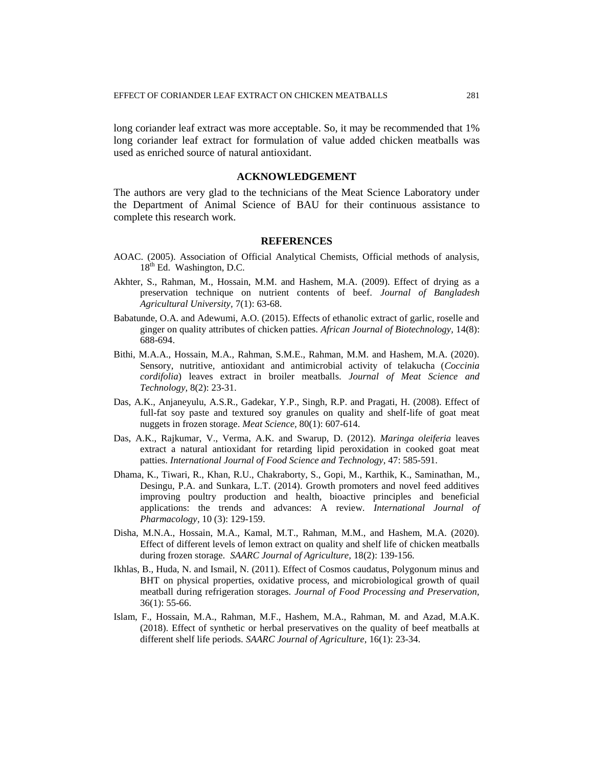long coriander leaf extract was more acceptable. So, it may be recommended that 1% long coriander leaf extract for formulation of value added chicken meatballs was used as enriched source of natural antioxidant.

## ACKNOWLEDGEMENT

The authors are very glad to the technicians of the Meat Science Laboratory under the Department of Animal Science of BAU for their continuous assistance to complete this research work.

## REFERENCES

AOAC. (2005). Association of Official Analytical Chemists, Official methods of analysis, 18th Ed. Washington, D.C.

Akhter, S., Rahman, M., Hossain, M.M. and Hashem, M.A. (2009). Effect of drying as a preservation technique on nutrient contents of beef. *Journal of Bangladesh Agricultural University,* 7(1): 63-68.

Babatunde, O.A. and Adewumi, A.O. (2015). Effects of ethanolic extract of garlic, roselle and ginger on quality attributes of chicken patties. *African Journal of Biotechnology,* 14(8): 688-694.

Bithi, M.A.A., Hossain, M.A., Rahman, S.M.E., Rahman, M.M. and Hashem, M.A. (2020). Sensory, nutritive, antioxidant and antimicrobial activity of telakucha (*Coccinia cordifolia*) leaves extract in broiler meatballs. *Journal of Meat Science and Technology,* 8(2): 23-31.

Das, A.K., Anjaneyulu, A.S.R., Gadekar, Y.P., Singh, R.P. and Pragati, H. (2008). Effect of full-fat soy paste and textured soy granules on quality and shelf-life of goat meat nuggets in frozen storage. *Meat Science,* 80(1): 607-614.

Das, A.K., Rajkumar, V., Verma, A.K. and Swarup, D. (2012). *Maringa oleiferia* leaves extract a natural antioxidant for retarding lipid peroxidation in cooked goat meat patties. *International Journal of Food Science and Technology,* 47: 585-591.

Dhama, K., Tiwari, R., Khan, R.U., Chakraborty, S., Gopi, M., Karthik, K., Saminathan, M., Desingu, P.A. and Sunkara, L.T. (2014). Growth promoters and novel feed additives improving poultry production and health, bioactive principles and beneficial applications: the trends and advances: A review. *International Journal of Pharmacology,* 10 (3): 129-159.

Disha, M.N.A., Hossain, M.A., Kamal, M.T., Rahman, M.M., and Hashem, M.A. (2020). Effect of different levels of lemon extract on quality and shelf life of chicken meatballs during frozen storage. *SAARC Journal of Agriculture,* 18(2): 139-156.

Ikhlas, B., Huda, N. and Ismail, N. (2011). Effect of Cosmos caudatus, Polygonum minus and BHT on physical properties, oxidative process, and microbiological growth of quail meatball during refrigeration storages. *Journal of Food Processing and Preservation,* 36(1): 55-66.

Islam, F., Hossain, M.A., Rahman, M.F., Hashem, M.A., Rahman, M. and Azad, M.A.K. (2018). Effect of synthetic or herbal preservatives on the quality of beef meatballs at different shelf life periods. *SAARC Journal of Agriculture,* 16(1): 23-34.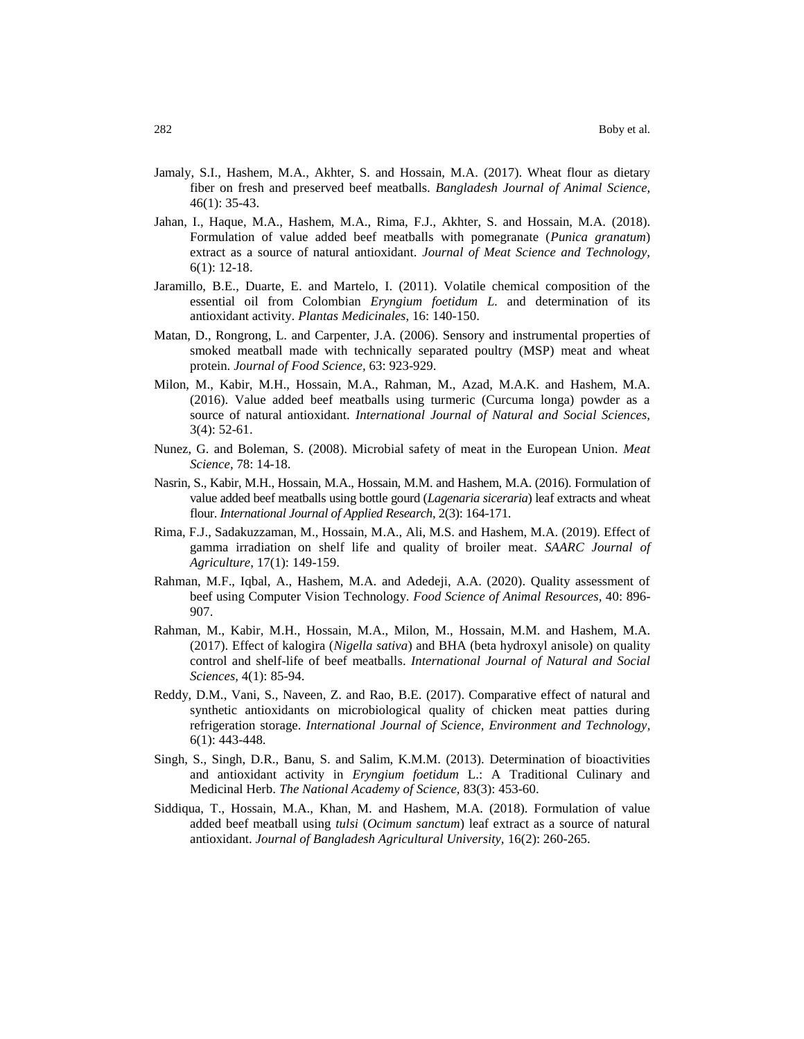Jamaly, S.I., Hashem, M.A., Akhter, S. and Hossain, M.A. (2017). Wheat flour as dietary fiber on fresh and preserved beef meatballs. *Bangladesh Journal of Animal Science,* 46(1): 35-43.

Jahan, I., Haque, M.A., Hashem, M.A., Rima, F.J., Akhter, S. and Hossain, M.A. (2018). Formulation of value added beef meatballs with pomegranate (*Punica granatum*) extract as a source of natural antioxidant. *Journal of Meat Science and Technology,* 6(1): 12-18.

Jaramillo, B.E., Duarte, E. and Martelo, I. (2011). Volatile chemical composition of the essential oil from Colombian *Eryngium foetidum L.* and determination of its antioxidant activity. *Plantas Medicinales*, 16: 140-150.

Matan, D., Rongrong, L. and Carpenter, J.A. (2006). Sensory and instrumental properties of smoked meatball made with technically separated poultry (MSP) meat and wheat protein. *Journal of Food Science,* 63: 923-929.

Milon, M., Kabir, M.H., Hossain, M.A., Rahman, M., Azad, M.A.K. and Hashem, M.A. (2016). Value added beef meatballs using turmeric (Curcuma longa) powder as a source of natural antioxidant. *International Journal of Natural and Social Sciences,* 3(4): 52-61.

Nunez, G. and Boleman, S. (2008). Microbial safety of meat in the European Union. *Meat Science,* 78: 14-18.

Nasrin, S., Kabir, M.H., Hossain, M.A., Hossain, M.M. and Hashem, M.A. (2016). Formulation of value added beef meatballs using bottle gourd (*Lagenaria siceraria*) leaf extracts and wheat flour. *International Journal of Applied Research,* 2(3): 164-171.

Rima, F.J., Sadakuzzaman, M., Hossain, M.A., Ali, M.S. and Hashem, M.A. (2019). Effect of gamma irradiation on shelf life and quality of broiler meat. *SAARC Journal of Agriculture,* 17(1): 149-159.

Rahman, M.F., Iqbal, A., Hashem, M.A. and Adedeji, A.A. (2020). Quality assessment of beef using Computer Vision Technology. *Food Science of Animal Resources*, 40: 896-907.

Rahman, M., Kabir, M.H., Hossain, M.A., Milon, M., Hossain, M.M. and Hashem, M.A. (2017). Effect of kalogira (*Nigella sativa*) and BHA (beta hydroxyl anisole) on quality control and shelf-life of beef meatballs. *International Journal of Natural and Social Sciences,* 4(1): 85-94.

Reddy, D.M., Vani, S., Naveen, Z. and Rao, B.E. (2017). Comparative effect of natural and synthetic antioxidants on microbiological quality of chicken meat patties during refrigeration storage. *International Journal of Science, Environment and Technology,* 6(1): 443-448.

Singh, S., Singh, D.R., Banu, S. and Salim, K.M.M. (2013). Determination of bioactivities and antioxidant activity in *Eryngium foetidum* L.: A Traditional Culinary and Medicinal Herb. *The National Academy of Science,* 83(3): 453-60.

Siddiqua, T., Hossain, M.A., Khan, M. and Hashem, M.A. (2018). Formulation of value added beef meatball using *tulsi* (*Ocimum sanctum*) leaf extract as a source of natural antioxidant. *Journal of Bangladesh Agricultural University,* 16(2): 260-265.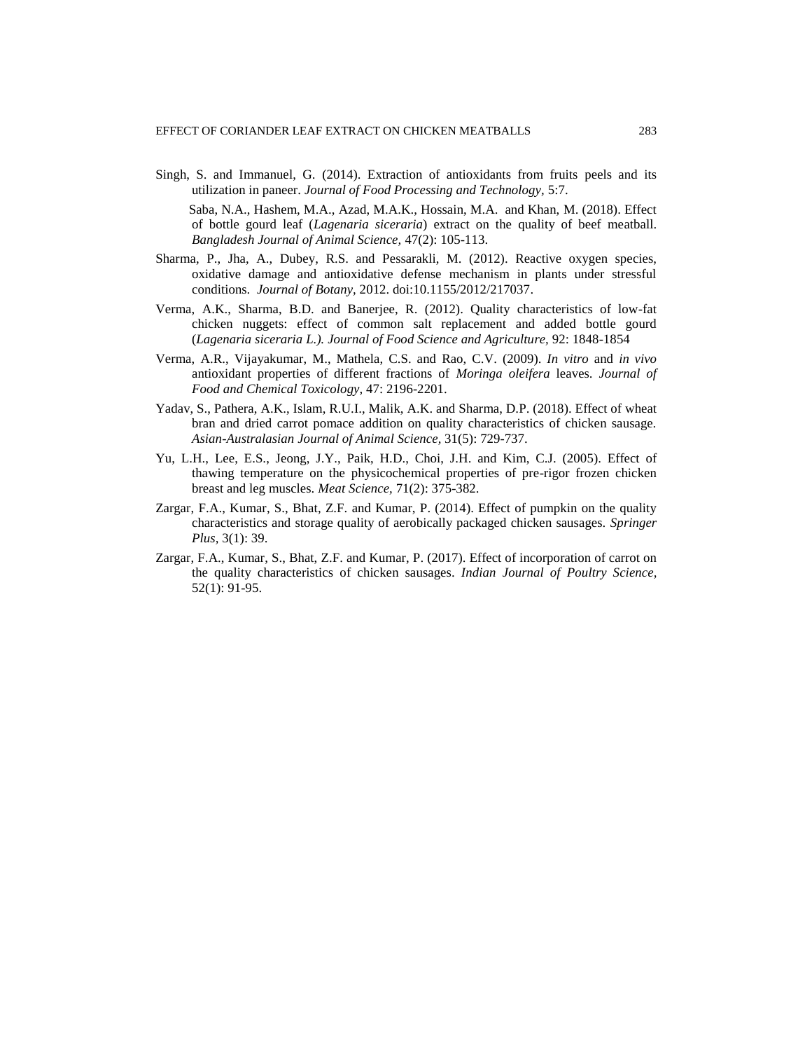Singh, S. and Immanuel, G. (2014). Extraction of antioxidants from fruits peels and its utilization in paneer. *Journal of Food Processing and Technology*, 5:7.

Saba, N.A., Hashem, M.A., Azad, M.A.K., Hossain, M.A. and Khan, M. (2018). Effect of bottle gourd leaf (*Lagenaria siceraria*) extract on the quality of beef meatball. *Bangladesh Journal of Animal Science,* 47(2): 105-113.

Sharma, P., Jha, A., Dubey, R.S. and Pessarakli, M. (2012). Reactive oxygen species, oxidative damage and antioxidative defense mechanism in plants under stressful conditions. *Journal of Botany*, 2012. doi:10.1155/2012/217037.

Verma, A.K., Sharma, B.D. and Banerjee, R. (2012). Quality characteristics of low-fat chicken nuggets: effect of common salt replacement and added bottle gourd (*Lagenaria siceraria L.). Journal of Food Science and Agriculture,* 92: 1848-1854

Verma, A.R., Vijayakumar, M., Mathela, C.S. and Rao, C.V. (2009). *In vitro* and *in vivo* antioxidant properties of different fractions of *Moringa oleifera* leaves. *Journal of Food and Chemical Toxicology,* 47: 2196-2201.

Yadav, S., Pathera, A.K., Islam, R.U.I., Malik, A.K. and Sharma, D.P. (2018). Effect of wheat bran and dried carrot pomace addition on quality characteristics of chicken sausage. *Asian-Australasian Journal of Animal Science,* 31(5): 729-737.

Yu, L.H., Lee, E.S., Jeong, J.Y., Paik, H.D., Choi, J.H. and Kim, C.J. (2005). Effect of thawing temperature on the physicochemical properties of pre-rigor frozen chicken breast and leg muscles. *Meat Science,* 71(2): 375-382.

Zargar, F.A., Kumar, S., Bhat, Z.F. and Kumar, P. (2014). Effect of pumpkin on the quality characteristics and storage quality of aerobically packaged chicken sausages. *Springer Plus,* 3(1): 39.

Zargar, F.A., Kumar, S., Bhat, Z.F. and Kumar, P. (2017). Effect of incorporation of carrot on the quality characteristics of chicken sausages. *Indian Journal of Poultry Science,* 52(1): 91-95.